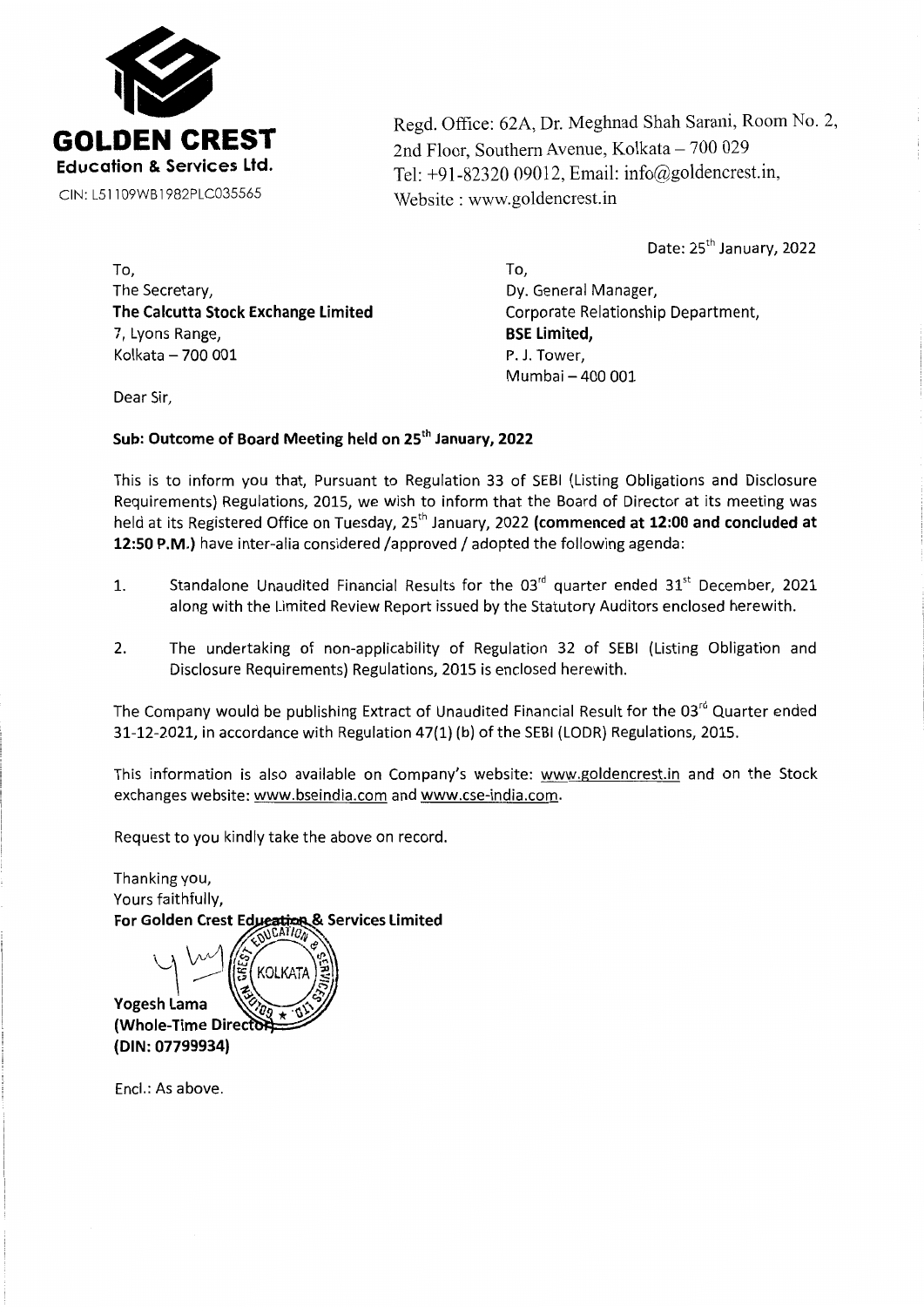**GOLDEN CREST**
**Education & Services Ltd.**
CIN: L51109WB1982PLC035565

Regd. Office: 62A, Dr. Meghnad Shah Sarani, Room No. 2, 2nd Floor, Southern Avenue, Kolkata – 700 029
Tel: +91-82320 09012, Email: info@goldencrest.in,
Website : www.goldencrest.in

Date: 25th January, 2022

To,
The Secretary,
**The Calcutta Stock Exchange Limited**
7, Lyons Range,
Kolkata – 700 001

To,
Dy. General Manager,
Corporate Relationship Department,
**BSE Limited,**
P. J. Tower,
Mumbai – 400 001

Dear Sir,

**Sub: Outcome of Board Meeting held on 25th January, 2022**

This is to inform you that, Pursuant to Regulation 33 of SEBI (Listing Obligations and Disclosure Requirements) Regulations, 2015, we wish to inform that the Board of Director at its meeting was held at its Registered Office on Tuesday, 25th January, 2022 **(commenced at 12:00 and concluded at 12:50 P.M.)** have inter-alia considered /approved / adopted the following agenda:

1. Standalone Unaudited Financial Results for the 03rd quarter ended 31st December, 2021 along with the Limited Review Report issued by the Statutory Auditors enclosed herewith.

2. The undertaking of non-applicability of Regulation 32 of SEBI (Listing Obligation and Disclosure Requirements) Regulations, 2015 is enclosed herewith.

The Company would be publishing Extract of Unaudited Financial Result for the 03rd Quarter ended 31-12-2021, in accordance with Regulation 47(1) (b) of the SEBI (LODR) Regulations, 2015.

This information is also available on Company's website: www.goldencrest.in and on the Stock exchanges website: www.bseindia.com and www.cse-india.com.

Request to you kindly take the above on record.

Thanking you,
Yours faithfully,
**For Golden Crest Education & Services Limited**

**Yogesh Lama**
**(Whole-Time Director)**
**(DIN: 07799934)**

Encl.: As above.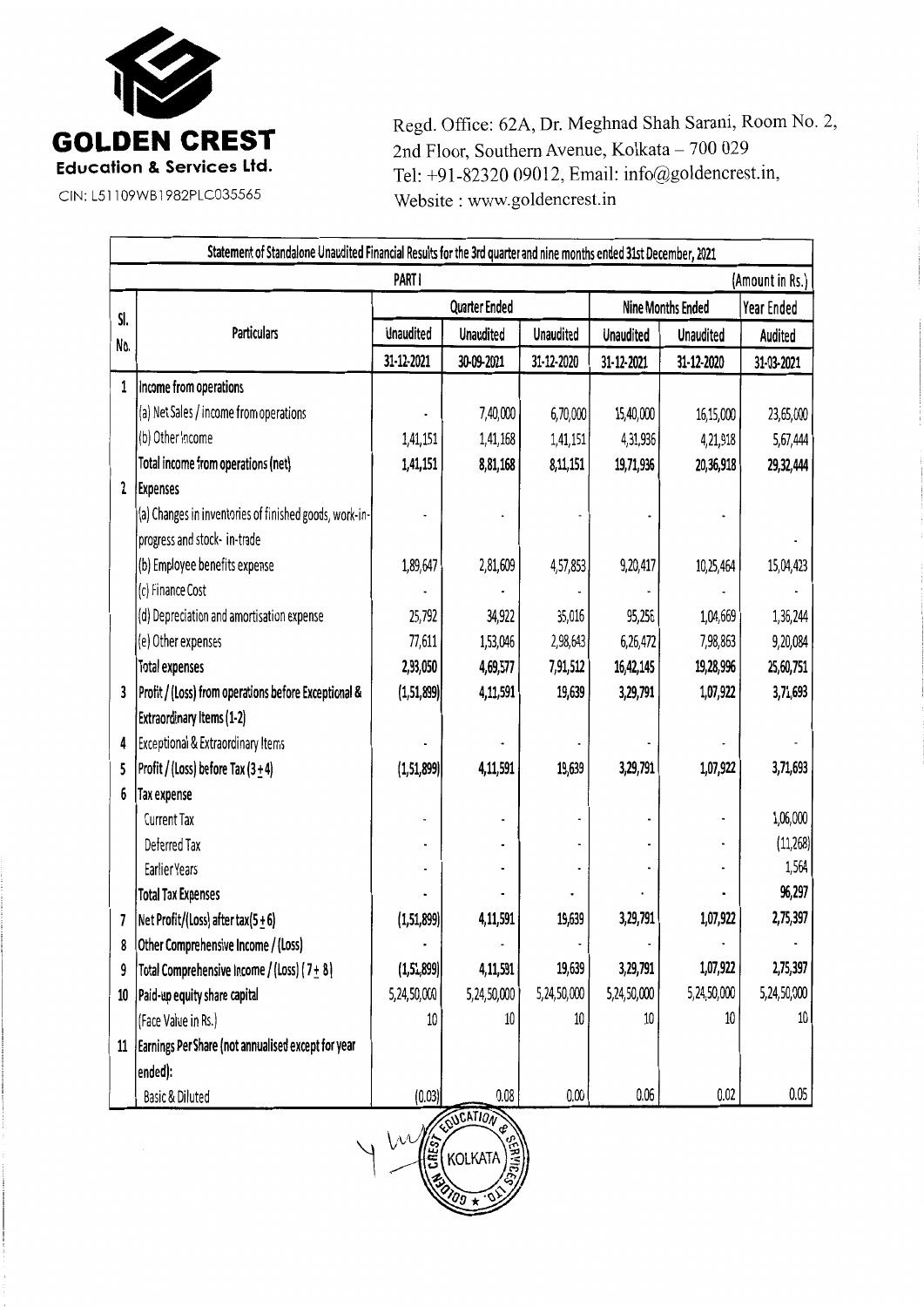**GOLDEN CREST**
**Education & Services Ltd.**
CIN: L51109WB1982PLC035565

Regd. Office: 62A, Dr. Meghnad Shah Sarani, Room No. 2, 2nd Floor, Southern Avenue, Kolkata – 700 029
Tel: +91-82320 09012, Email: info@goldencrest.in,
Website : www.goldencrest.in

## Statement of Standalone Unaudited Financial Results for the 3rd quarter and nine months ended 31st December, 2021

PART I (Amount in Rs.)

| Sl. No. | Particulars | Quarter Ended | | | Nine Months Ended | | Year Ended |
|---|---|---|---|---|---|---|---|
| | | Unaudited | Unaudited | Unaudited | Unaudited | Unaudited | Audited |
| | | 31-12-2021 | 30-09-2021 | 31-12-2020 | 31-12-2021 | 31-12-2020 | 31-03-2021 |
| 1 | Income from operations | | | | | | |
| | (a) Net Sales / income from operations | - | 7,40,000 | 6,70,000 | 15,40,000 | 16,15,000 | 23,65,000 |
| | (b) Other Income | 1,41,151 | 1,41,168 | 1,41,151 | 4,31,936 | 4,21,918 | 5,67,444 |
| | Total income from operations (net) | 1,41,151 | 8,81,168 | 8,11,151 | 19,71,936 | 20,36,918 | 29,32,444 |
| 2 | Expenses | | | | | | |
| | (a) Changes in inventories of finished goods, work-in-progress and stock- in-trade | - | - | - | - | - | - |
| | (b) Employee benefits expense | 1,89,647 | 2,81,609 | 4,57,853 | 9,20,417 | 10,25,464 | 15,04,423 |
| | (c) Finance Cost | - | - | - | - | - | - |
| | (d) Depreciation and amortisation expense | 25,792 | 34,922 | 35,016 | 95,256 | 1,04,669 | 1,36,244 |
| | (e) Other expenses | 77,611 | 1,53,046 | 2,98,643 | 6,26,472 | 7,98,863 | 9,20,084 |
| | Total expenses | 2,93,050 | 4,69,577 | 7,91,512 | 16,42,145 | 19,28,996 | 25,60,751 |
| 3 | Profit / (Loss) from operations before Exceptional & Extraordinary Items (1-2) | (1,51,899) | 4,11,591 | 19,639 | 3,29,791 | 1,07,922 | 3,71,693 |
| 4 | Exceptional & Extraordinary Items | - | - | - | - | - | - |
| 5 | Profit / (Loss) before Tax (3 ± 4) | (1,51,899) | 4,11,591 | 19,639 | 3,29,791 | 1,07,922 | 3,71,693 |
| 6 | Tax expense | | | | | | |
| | Current Tax | - | - | - | - | - | 1,06,000 |
| | Deferred Tax | - | - | - | - | - | (11,268) |
| | Earlier Years | - | - | - | - | - | 1,564 |
| | Total Tax Expenses | - | - | - | - | - | 96,297 |
| 7 | Net Profit/(Loss) after tax(5 ± 6) | (1,51,899) | 4,11,591 | 19,639 | 3,29,791 | 1,07,922 | 2,75,397 |
| 8 | Other Comprehensive Income / (Loss) | - | - | - | - | - | - |
| 9 | Total Comprehensive Income / (Loss) ( 7 ± 8 ) | (1,51,899) | 4,11,591 | 19,639 | 3,29,791 | 1,07,922 | 2,75,397 |
| 10 | Paid-up equity share capital | 5,24,50,000 | 5,24,50,000 | 5,24,50,000 | 5,24,50,000 | 5,24,50,000 | 5,24,50,000 |
| | (Face Value in Rs.) | 10 | 10 | 10 | 10 | 10 | 10 |
| 11 | Earnings Per Share (not annualised except for year ended): | | | | | | |
| | Basic & Diluted | (0.03) | 0.08 | 0.00 | 0.06 | 0.02 | 0.05 |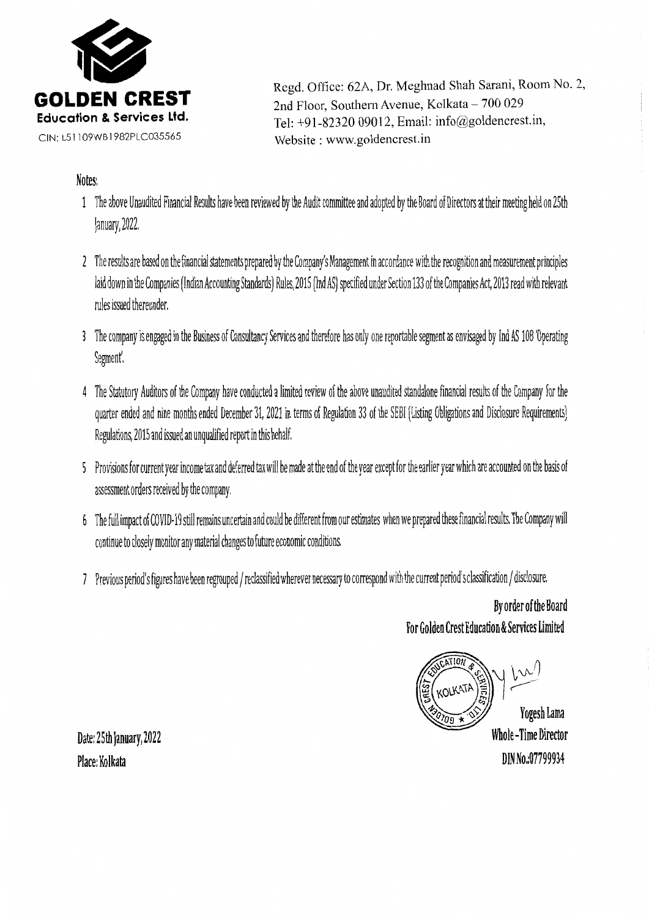**GOLDEN CREST**
**Education & Services Ltd.**
CIN: L51109WB1982PLC035565

Regd. Office: 62A, Dr. Meghnad Shah Sarani, Room No. 2, 2nd Floor, Southern Avenue, Kolkata – 700 029
Tel: +91-82320 09012, Email: info@goldencrest.in,
Website : www.goldencrest.in

**Notes:**

1. The above Unaudited Financial Results have been reviewed by the Audit committee and adopted by the Board of Directors at their meeting held on 25th January, 2022.
2. The results are based on the financial statements prepared by the Company's Management in accordance with the recognition and measurement principles laid down in the Companies (Indian Accounting Standards) Rules, 2015 (Ind AS) specified under Section 133 of the Companies Act, 2013 read with relevant rules issued thereunder.
3. The company is engaged in the Business of Consultancy Services and therefore has only one reportable segment as envisaged by Ind AS 108 'Operating Segment'.
4. The Statutory Auditors of the Company have conducted a limited review of the above unaudited standalone financial results of the Company for the quarter ended and nine months ended December 31, 2021 in terms of Regulation 33 of the SEBI (Listing Obligations and Disclosure Requirements) Regulations, 2015 and issued an unqualified report in this behalf.
5. Provisions for current year income tax and deferred tax will be made at the end of the year except for the earlier year which are accounted on the basis of assessment orders received by the company.
6. The full impact of COVID-19 still remains uncertain and could be different from our estimates when we prepared these financial results. The Company will continue to closely monitor any material changes to future economic conditions.
7. Previous period's figures have been regrouped / reclassified wherever necessary to correspond with the current period's classification / disclosure.

**By order of the Board**
**For Golden Crest Education & Services Limited**

**Yogesh Lama**
**Whole-Time Director**
**DIN No.:07799934**

**Date: 25th January, 2022**
**Place: Kolkata**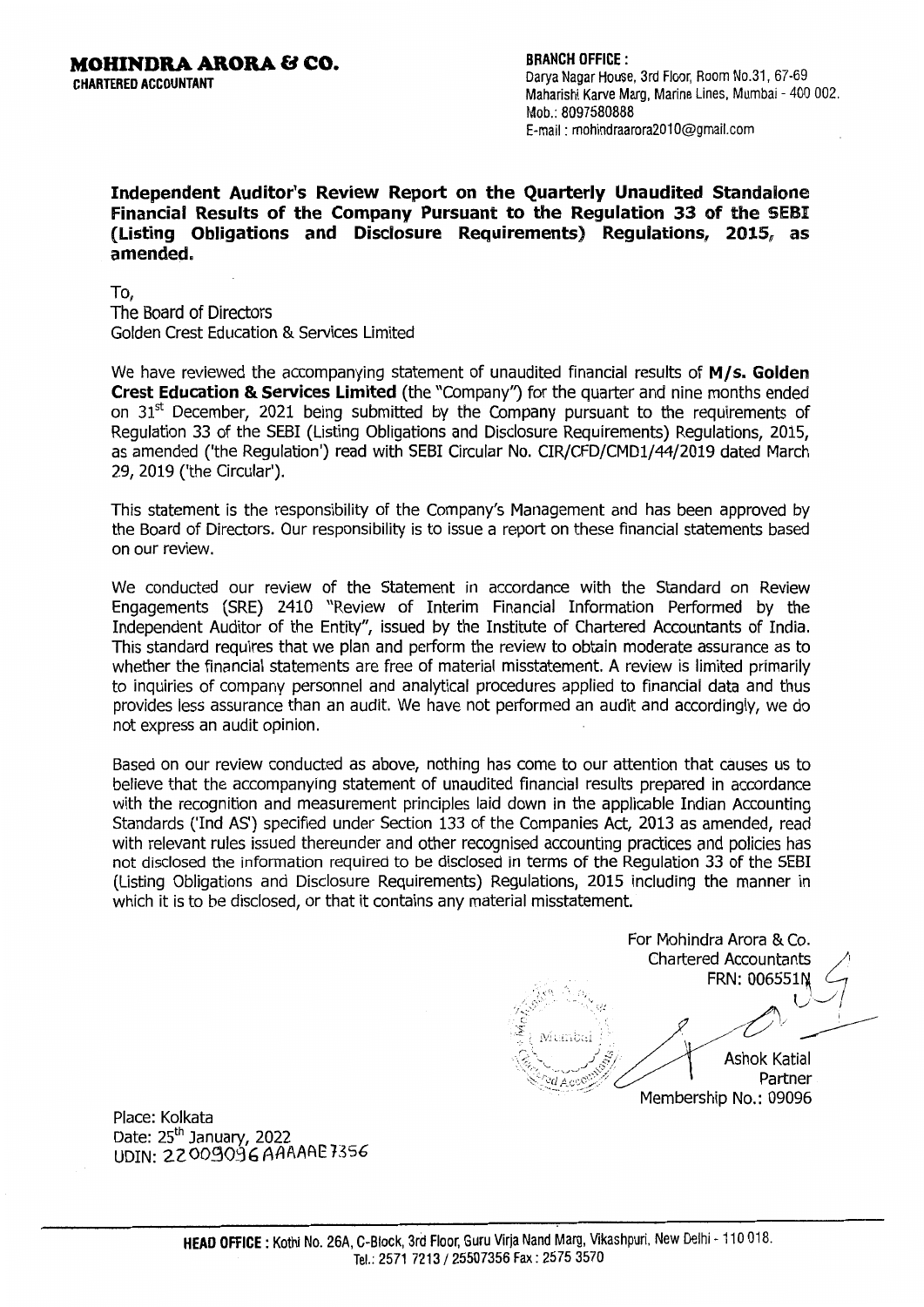**MOHINDRA ARORA & CO.**
**CHARTERED ACCOUNTANT**

**BRANCH OFFICE :**
Darya Nagar House, 3rd Floor, Room No.31, 67-69
Maharishi Karve Marg, Marine Lines, Mumbai - 400 002.
Mob.: 8097580888
E-mail : mohindraarora2010@gmail.com

## Independent Auditor's Review Report on the Quarterly Unaudited Standalone Financial Results of the Company Pursuant to the Regulation 33 of the SEBI (Listing Obligations and Disclosure Requirements) Regulations, 2015, as amended.

To,
The Board of Directors
Golden Crest Education & Services Limited

We have reviewed the accompanying statement of unaudited financial results of **M/s. Golden Crest Education & Services Limited** (the "Company") for the quarter and nine months ended on 31st December, 2021 being submitted by the Company pursuant to the requirements of Regulation 33 of the SEBI (Listing Obligations and Disclosure Requirements) Regulations, 2015, as amended ('the Regulation') read with SEBI Circular No. CIR/CFD/CMD1/44/2019 dated March 29, 2019 ('the Circular').

This statement is the responsibility of the Company's Management and has been approved by the Board of Directors. Our responsibility is to issue a report on these financial statements based on our review.

We conducted our review of the Statement in accordance with the Standard on Review Engagements (SRE) 2410 "Review of Interim Financial Information Performed by the Independent Auditor of the Entity", issued by the Institute of Chartered Accountants of India. This standard requires that we plan and perform the review to obtain moderate assurance as to whether the financial statements are free of material misstatement. A review is limited primarily to inquiries of company personnel and analytical procedures applied to financial data and thus provides less assurance than an audit. We have not performed an audit and accordingly, we do not express an audit opinion.

Based on our review conducted as above, nothing has come to our attention that causes us to believe that the accompanying statement of unaudited financial results prepared in accordance with the recognition and measurement principles laid down in the applicable Indian Accounting Standards ('Ind AS') specified under Section 133 of the Companies Act, 2013 as amended, read with relevant rules issued thereunder and other recognised accounting practices and policies has not disclosed the information required to be disclosed in terms of the Regulation 33 of the SEBI (Listing Obligations and Disclosure Requirements) Regulations, 2015 including the manner in which it is to be disclosed, or that it contains any material misstatement.

For Mohindra Arora & Co.
Chartered Accountants
FRN: 006551N

Ashok Katial
Partner
Membership No.: 09096

Place: Kolkata
Date: 25th January, 2022
UDIN: 22009096AAAAAE7356

**HEAD OFFICE :** Kothi No. 26A, C-Block, 3rd Floor, Guru Virja Nand Marg, Vikashpuri, New Delhi - 110 018.
Tel.: 2571 7213 / 25507356 Fax : 2575 3570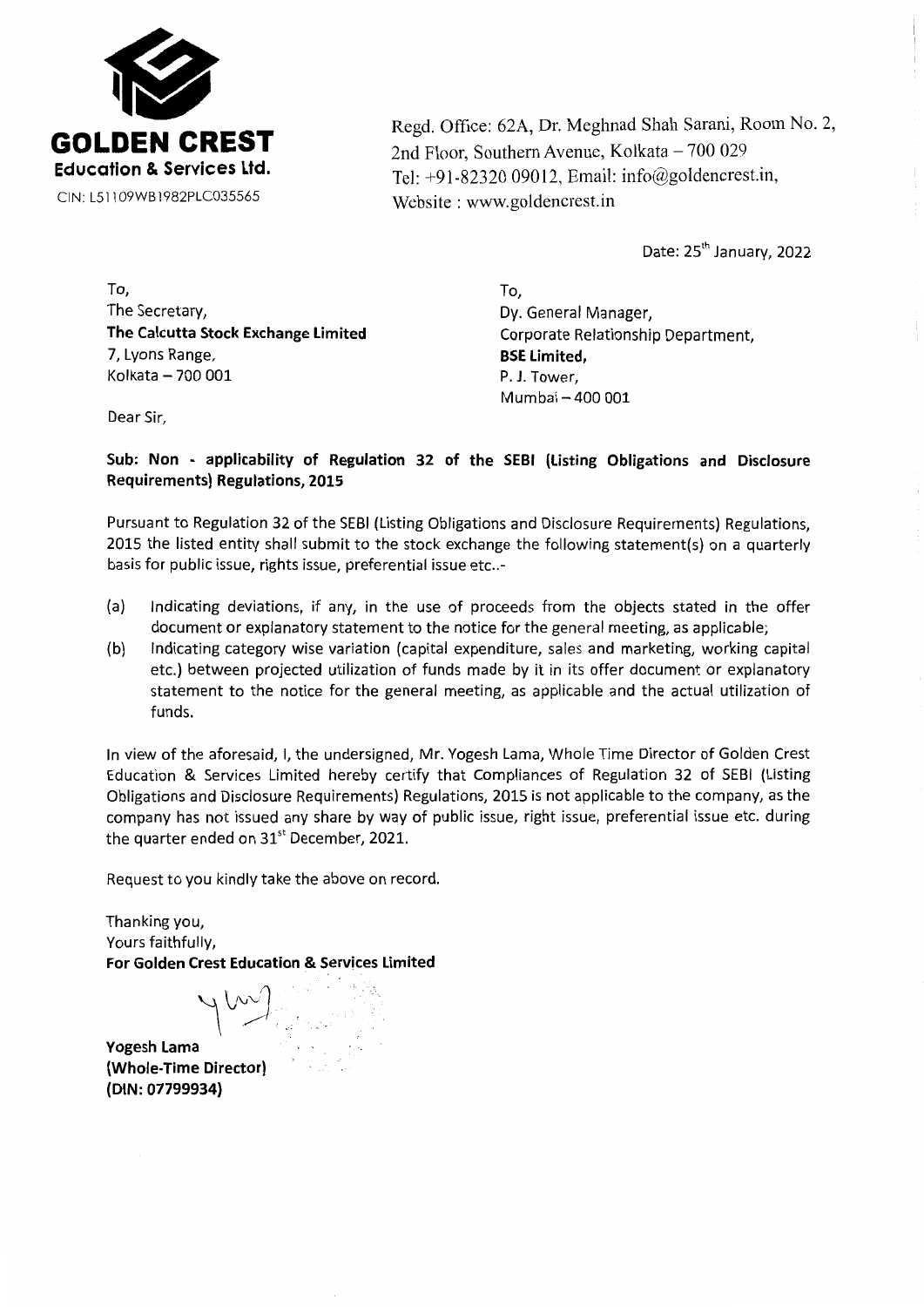**GOLDEN CREST**
**Education & Services Ltd.**
CIN: L51109WB1982PLC035565

Regd. Office: 62A, Dr. Meghnad Shah Sarani, Room No. 2, 2nd Floor, Southern Avenue, Kolkata – 700 029
Tel: +91-82320 09012, Email: info@goldencrest.in,
Website : www.goldencrest.in

Date: 25th January, 2022

To,
The Secretary,
**The Calcutta Stock Exchange Limited**
7, Lyons Range,
Kolkata – 700 001

To,
Dy. General Manager,
Corporate Relationship Department,
**BSE Limited,**
P. J. Tower,
Mumbai – 400 001

Dear Sir,

**Sub: Non - applicability of Regulation 32 of the SEBI (Listing Obligations and Disclosure Requirements) Regulations, 2015**

Pursuant to Regulation 32 of the SEBI (Listing Obligations and Disclosure Requirements) Regulations, 2015 the listed entity shall submit to the stock exchange the following statement(s) on a quarterly basis for public issue, rights issue, preferential issue etc..-

(a) Indicating deviations, if any, in the use of proceeds from the objects stated in the offer document or explanatory statement to the notice for the general meeting, as applicable;

(b) Indicating category wise variation (capital expenditure, sales and marketing, working capital etc.) between projected utilization of funds made by it in its offer document or explanatory statement to the notice for the general meeting, as applicable and the actual utilization of funds.

In view of the aforesaid, I, the undersigned, Mr. Yogesh Lama, Whole Time Director of Golden Crest Education & Services Limited hereby certify that Compliances of Regulation 32 of SEBI (Listing Obligations and Disclosure Requirements) Regulations, 2015 is not applicable to the company, as the company has not issued any share by way of public issue, right issue, preferential issue etc. during the quarter ended on 31st December, 2021.

Request to you kindly take the above on record.

Thanking you,
Yours faithfully,
**For Golden Crest Education & Services Limited**

**Yogesh Lama**
**(Whole-Time Director)**
**(DIN: 07799934)**